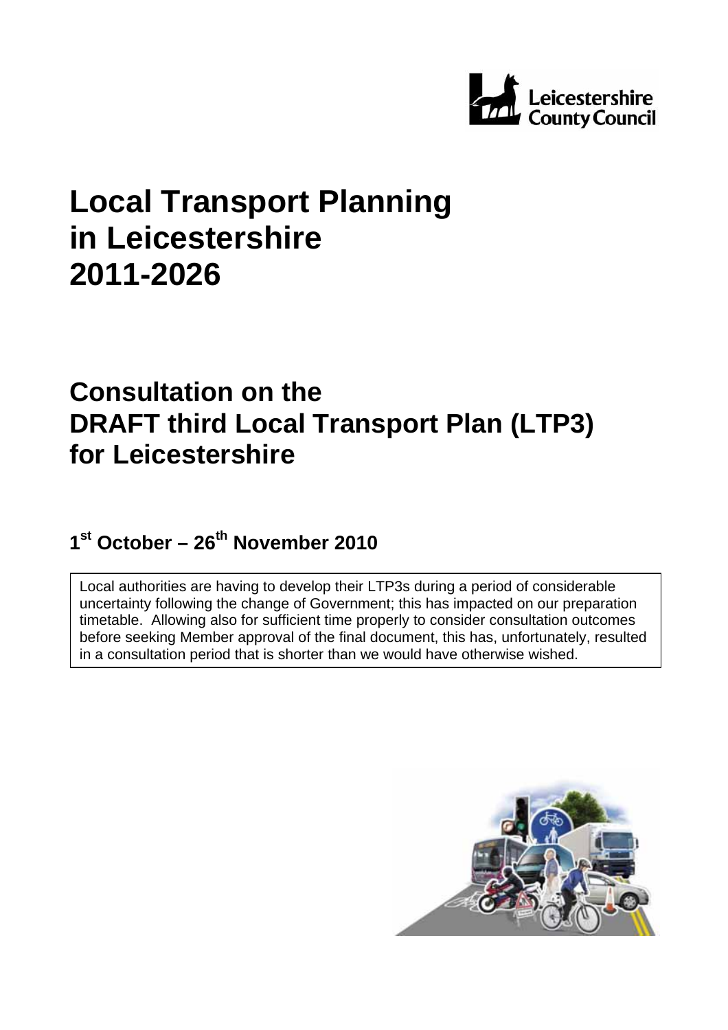Leicestershire County Council

# Local Transport Planning in Leicestershire 2011-2026

## Consultation on the DRAFT third Local Transport Plan (LTP3) for Leicestershire

### 1st October – 26th November 2010

Local authorities are having to develop their LTP3s during a period of considerable uncertainty following the change of Government; this has impacted on our preparation timetable. Allowing also for sufficient time properly to consider consultation outcomes before seeking Member approval of the final document, this has, unfortunately, resulted in a consultation period that is shorter than we would have otherwise wished.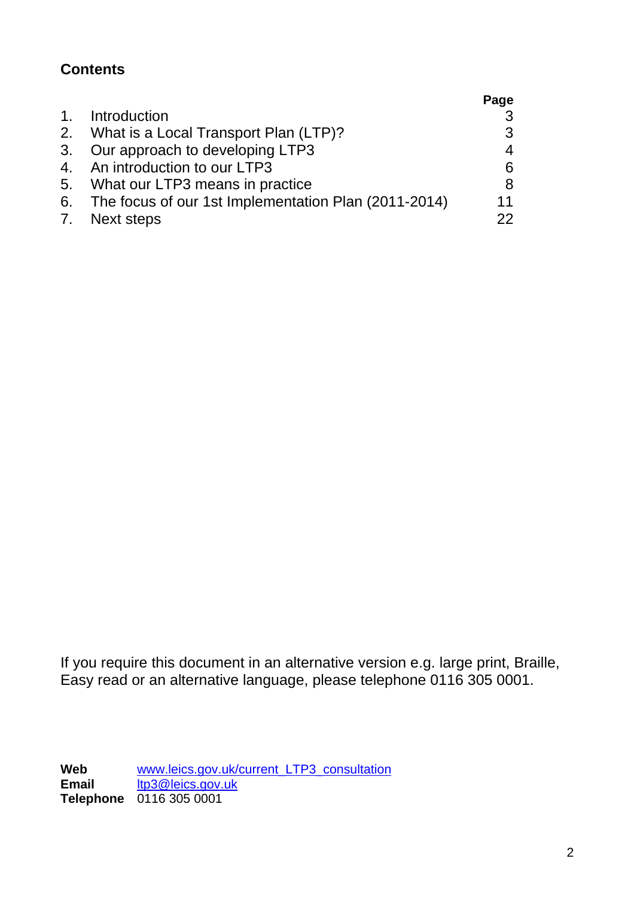## Contents

| | | Page |
|---|---|---|
| 1. | Introduction | 3 |
| 2. | What is a Local Transport Plan (LTP)? | 3 |
| 3. | Our approach to developing LTP3 | 4 |
| 4. | An introduction to our LTP3 | 6 |
| 5. | What our LTP3 means in practice | 8 |
| 6. | The focus of our 1st Implementation Plan (2011-2014) | 11 |
| 7. | Next steps | 22 |

If you require this document in an alternative version e.g. large print, Braille, Easy read or an alternative language, please telephone 0116 305 0001.

**Web** www.leics.gov.uk/current_LTP3_consultation
**Email** ltp3@leics.gov.uk
**Telephone** 0116 305 0001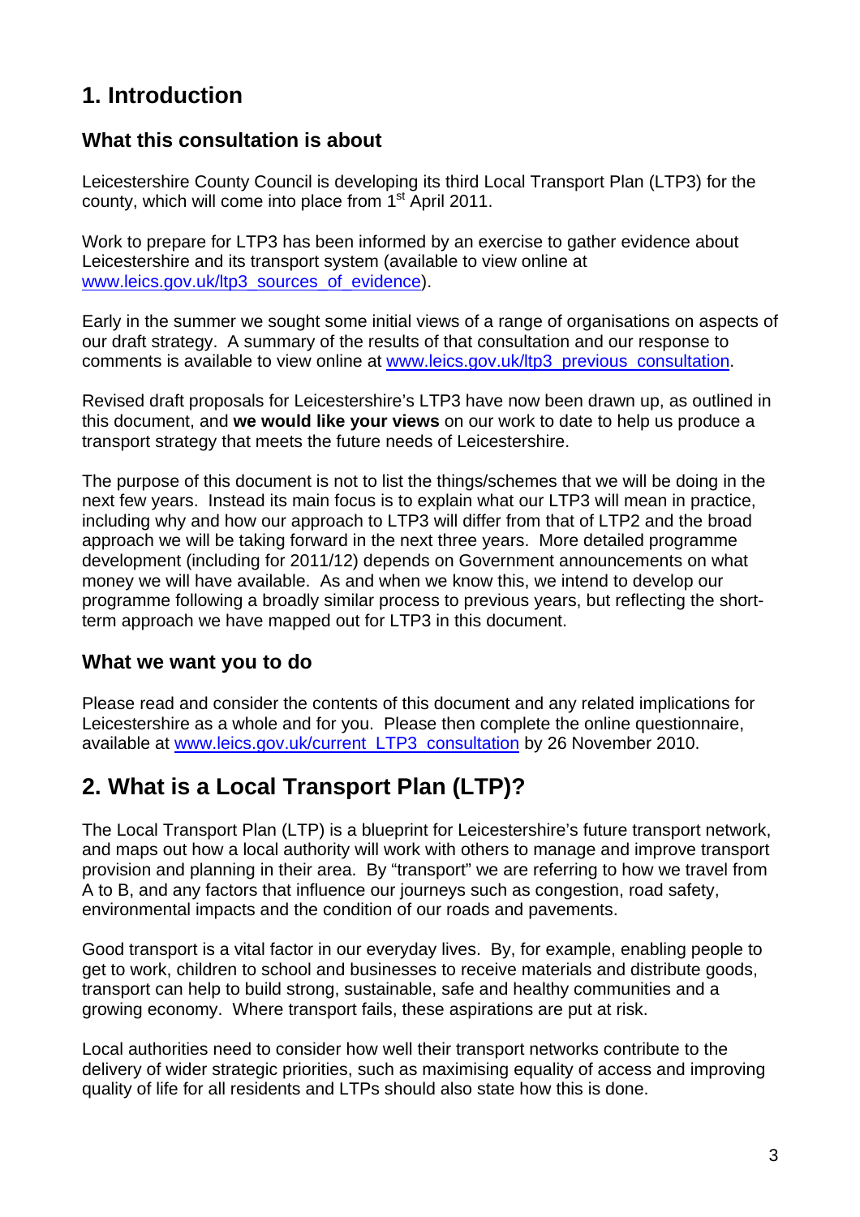# 1. Introduction

## What this consultation is about

Leicestershire County Council is developing its third Local Transport Plan (LTP3) for the county, which will come into place from 1st April 2011.

Work to prepare for LTP3 has been informed by an exercise to gather evidence about Leicestershire and its transport system (available to view online at www.leics.gov.uk/ltp3_sources_of_evidence).

Early in the summer we sought some initial views of a range of organisations on aspects of our draft strategy. A summary of the results of that consultation and our response to comments is available to view online at www.leics.gov.uk/ltp3_previous_consultation.

Revised draft proposals for Leicestershire's LTP3 have now been drawn up, as outlined in this document, and **we would like your views** on our work to date to help us produce a transport strategy that meets the future needs of Leicestershire.

The purpose of this document is not to list the things/schemes that we will be doing in the next few years. Instead its main focus is to explain what our LTP3 will mean in practice, including why and how our approach to LTP3 will differ from that of LTP2 and the broad approach we will be taking forward in the next three years. More detailed programme development (including for 2011/12) depends on Government announcements on what money we will have available. As and when we know this, we intend to develop our programme following a broadly similar process to previous years, but reflecting the short-term approach we have mapped out for LTP3 in this document.

## What we want you to do

Please read and consider the contents of this document and any related implications for Leicestershire as a whole and for you. Please then complete the online questionnaire, available at www.leics.gov.uk/current_LTP3_consultation by 26 November 2010.

# 2. What is a Local Transport Plan (LTP)?

The Local Transport Plan (LTP) is a blueprint for Leicestershire's future transport network, and maps out how a local authority will work with others to manage and improve transport provision and planning in their area. By "transport" we are referring to how we travel from A to B, and any factors that influence our journeys such as congestion, road safety, environmental impacts and the condition of our roads and pavements.

Good transport is a vital factor in our everyday lives. By, for example, enabling people to get to work, children to school and businesses to receive materials and distribute goods, transport can help to build strong, sustainable, safe and healthy communities and a growing economy. Where transport fails, these aspirations are put at risk.

Local authorities need to consider how well their transport networks contribute to the delivery of wider strategic priorities, such as maximising equality of access and improving quality of life for all residents and LTPs should also state how this is done.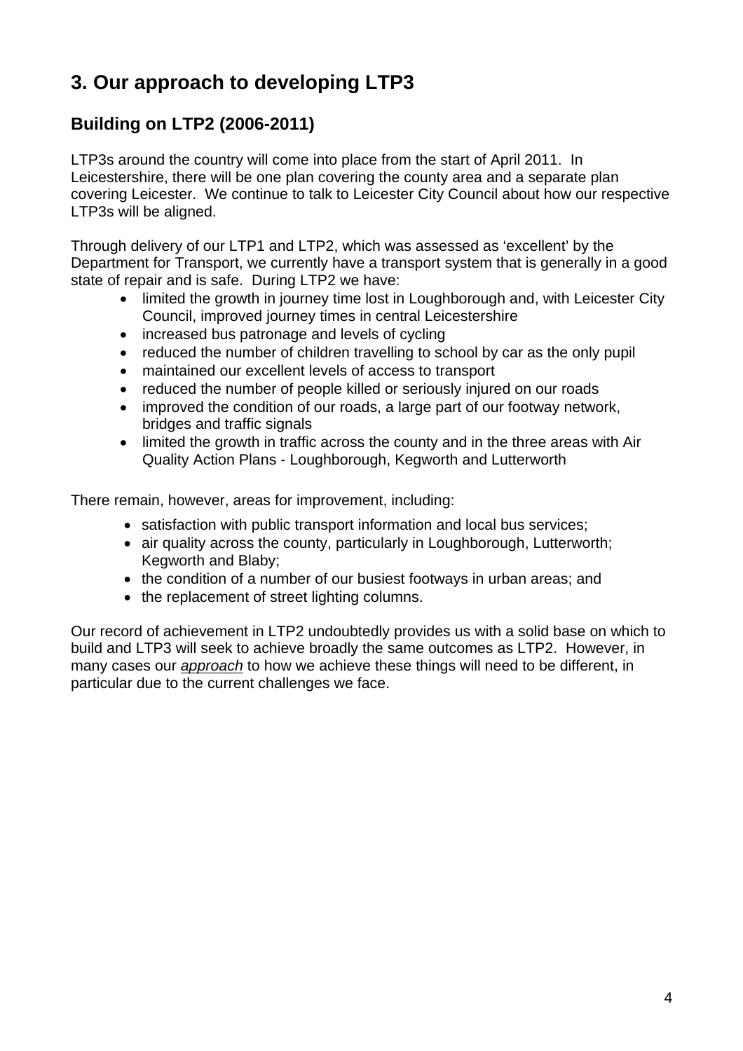# 3. Our approach to developing LTP3

## Building on LTP2 (2006-2011)

LTP3s around the country will come into place from the start of April 2011. In Leicestershire, there will be one plan covering the county area and a separate plan covering Leicester. We continue to talk to Leicester City Council about how our respective LTP3s will be aligned.

Through delivery of our LTP1 and LTP2, which was assessed as 'excellent' by the Department for Transport, we currently have a transport system that is generally in a good state of repair and is safe. During LTP2 we have:

- limited the growth in journey time lost in Loughborough and, with Leicester City Council, improved journey times in central Leicestershire
- increased bus patronage and levels of cycling
- reduced the number of children travelling to school by car as the only pupil
- maintained our excellent levels of access to transport
- reduced the number of people killed or seriously injured on our roads
- improved the condition of our roads, a large part of our footway network, bridges and traffic signals
- limited the growth in traffic across the county and in the three areas with Air Quality Action Plans - Loughborough, Kegworth and Lutterworth

There remain, however, areas for improvement, including:

- satisfaction with public transport information and local bus services;
- air quality across the county, particularly in Loughborough, Lutterworth; Kegworth and Blaby;
- the condition of a number of our busiest footways in urban areas; and
- the replacement of street lighting columns.

Our record of achievement in LTP2 undoubtedly provides us with a solid base on which to build and LTP3 will seek to achieve broadly the same outcomes as LTP2. However, in many cases our *approach* to how we achieve these things will need to be different, in particular due to the current challenges we face.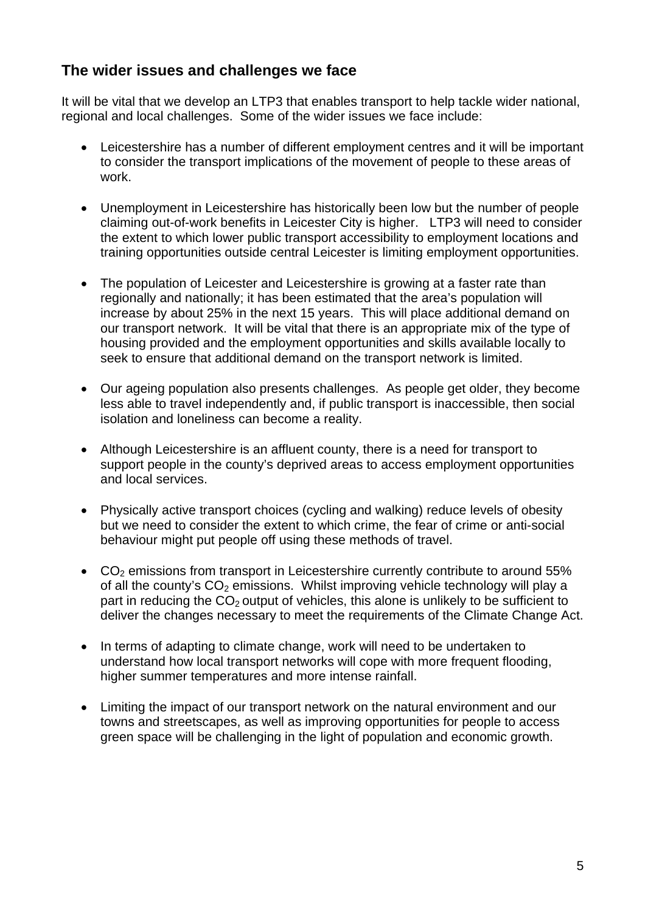## The wider issues and challenges we face

It will be vital that we develop an LTP3 that enables transport to help tackle wider national, regional and local challenges. Some of the wider issues we face include:

- Leicestershire has a number of different employment centres and it will be important to consider the transport implications of the movement of people to these areas of work.
- Unemployment in Leicestershire has historically been low but the number of people claiming out-of-work benefits in Leicester City is higher. LTP3 will need to consider the extent to which lower public transport accessibility to employment locations and training opportunities outside central Leicester is limiting employment opportunities.
- The population of Leicester and Leicestershire is growing at a faster rate than regionally and nationally; it has been estimated that the area's population will increase by about 25% in the next 15 years. This will place additional demand on our transport network. It will be vital that there is an appropriate mix of the type of housing provided and the employment opportunities and skills available locally to seek to ensure that additional demand on the transport network is limited.
- Our ageing population also presents challenges. As people get older, they become less able to travel independently and, if public transport is inaccessible, then social isolation and loneliness can become a reality.
- Although Leicestershire is an affluent county, there is a need for transport to support people in the county's deprived areas to access employment opportunities and local services.
- Physically active transport choices (cycling and walking) reduce levels of obesity but we need to consider the extent to which crime, the fear of crime or anti-social behaviour might put people off using these methods of travel.
- $CO_2$ emissions from transport in Leicestershire currently contribute to around 55% of all the county's $CO_2$ emissions. Whilst improving vehicle technology will play a part in reducing the $CO_2$ output of vehicles, this alone is unlikely to be sufficient to deliver the changes necessary to meet the requirements of the Climate Change Act.
- In terms of adapting to climate change, work will need to be undertaken to understand how local transport networks will cope with more frequent flooding, higher summer temperatures and more intense rainfall.
- Limiting the impact of our transport network on the natural environment and our towns and streetscapes, as well as improving opportunities for people to access green space will be challenging in the light of population and economic growth.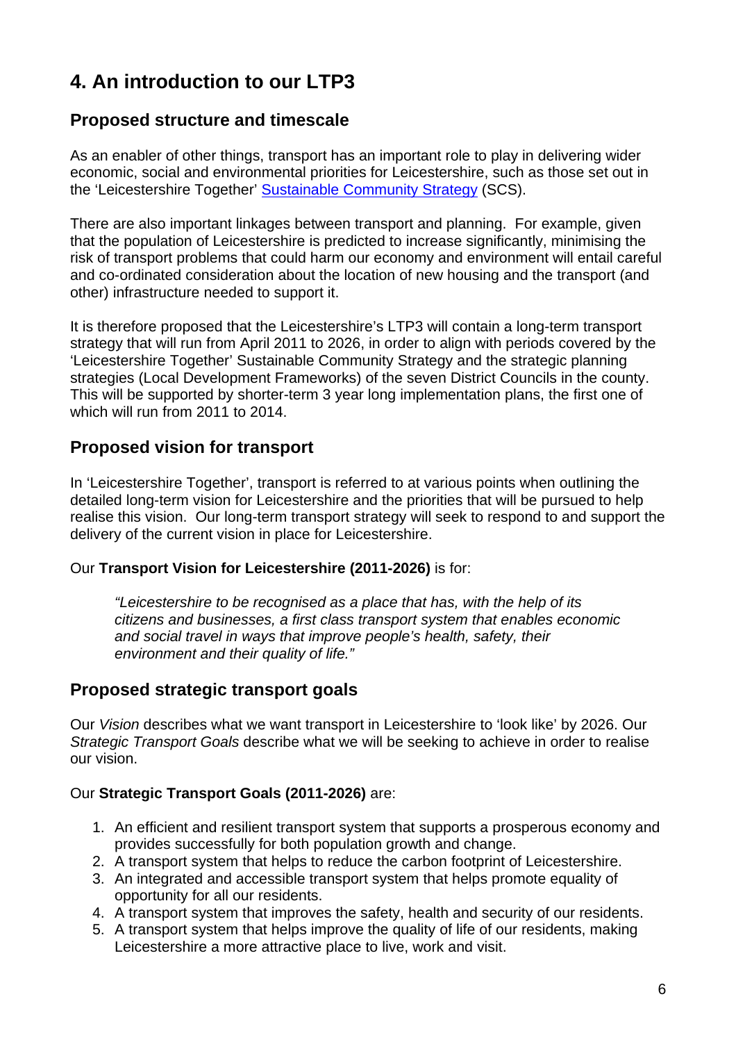# 4. An introduction to our LTP3

## Proposed structure and timescale

As an enabler of other things, transport has an important role to play in delivering wider economic, social and environmental priorities for Leicestershire, such as those set out in the 'Leicestershire Together' Sustainable Community Strategy (SCS).

There are also important linkages between transport and planning. For example, given that the population of Leicestershire is predicted to increase significantly, minimising the risk of transport problems that could harm our economy and environment will entail careful and co-ordinated consideration about the location of new housing and the transport (and other) infrastructure needed to support it.

It is therefore proposed that the Leicestershire's LTP3 will contain a long-term transport strategy that will run from April 2011 to 2026, in order to align with periods covered by the 'Leicestershire Together' Sustainable Community Strategy and the strategic planning strategies (Local Development Frameworks) of the seven District Councils in the county. This will be supported by shorter-term 3 year long implementation plans, the first one of which will run from 2011 to 2014.

## Proposed vision for transport

In 'Leicestershire Together', transport is referred to at various points when outlining the detailed long-term vision for Leicestershire and the priorities that will be pursued to help realise this vision. Our long-term transport strategy will seek to respond to and support the delivery of the current vision in place for Leicestershire.

Our **Transport Vision for Leicestershire (2011-2026)** is for:

> *"Leicestershire to be recognised as a place that has, with the help of its citizens and businesses, a first class transport system that enables economic and social travel in ways that improve people's health, safety, their environment and their quality of life."*

## Proposed strategic transport goals

Our *Vision* describes what we want transport in Leicestershire to 'look like' by 2026. Our *Strategic Transport Goals* describe what we will be seeking to achieve in order to realise our vision.

Our **Strategic Transport Goals (2011-2026)** are:

1. An efficient and resilient transport system that supports a prosperous economy and provides successfully for both population growth and change.
2. A transport system that helps to reduce the carbon footprint of Leicestershire.
3. An integrated and accessible transport system that helps promote equality of opportunity for all our residents.
4. A transport system that improves the safety, health and security of our residents.
5. A transport system that helps improve the quality of life of our residents, making Leicestershire a more attractive place to live, work and visit.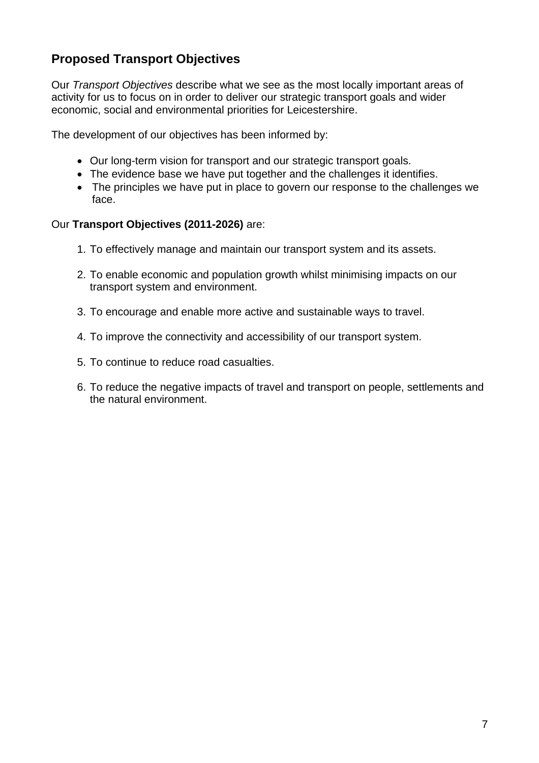## Proposed Transport Objectives

Our *Transport Objectives* describe what we see as the most locally important areas of activity for us to focus on in order to deliver our strategic transport goals and wider economic, social and environmental priorities for Leicestershire.

The development of our objectives has been informed by:

- Our long-term vision for transport and our strategic transport goals.
- The evidence base we have put together and the challenges it identifies.
- The principles we have put in place to govern our response to the challenges we face.

Our **Transport Objectives (2011-2026)** are:

1. To effectively manage and maintain our transport system and its assets.

2. To enable economic and population growth whilst minimising impacts on our transport system and environment.

3. To encourage and enable more active and sustainable ways to travel.

4. To improve the connectivity and accessibility of our transport system.

5. To continue to reduce road casualties.

6. To reduce the negative impacts of travel and transport on people, settlements and the natural environment.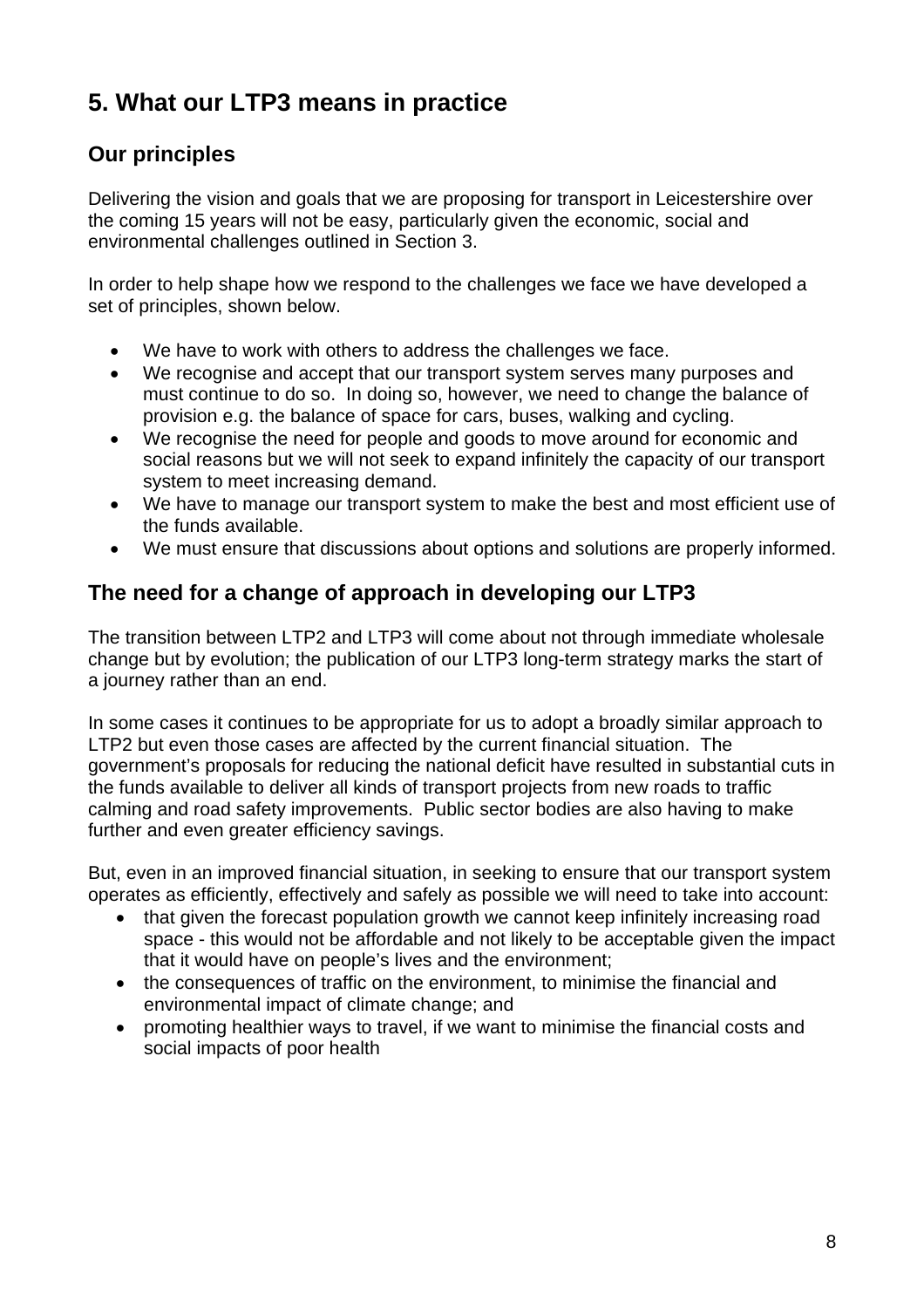## 5. What our LTP3 means in practice

### Our principles

Delivering the vision and goals that we are proposing for transport in Leicestershire over the coming 15 years will not be easy, particularly given the economic, social and environmental challenges outlined in Section 3.

In order to help shape how we respond to the challenges we face we have developed a set of principles, shown below.

- We have to work with others to address the challenges we face.
- We recognise and accept that our transport system serves many purposes and must continue to do so. In doing so, however, we need to change the balance of provision e.g. the balance of space for cars, buses, walking and cycling.
- We recognise the need for people and goods to move around for economic and social reasons but we will not seek to expand infinitely the capacity of our transport system to meet increasing demand.
- We have to manage our transport system to make the best and most efficient use of the funds available.
- We must ensure that discussions about options and solutions are properly informed.

### The need for a change of approach in developing our LTP3

The transition between LTP2 and LTP3 will come about not through immediate wholesale change but by evolution; the publication of our LTP3 long-term strategy marks the start of a journey rather than an end.

In some cases it continues to be appropriate for us to adopt a broadly similar approach to LTP2 but even those cases are affected by the current financial situation. The government's proposals for reducing the national deficit have resulted in substantial cuts in the funds available to deliver all kinds of transport projects from new roads to traffic calming and road safety improvements. Public sector bodies are also having to make further and even greater efficiency savings.

But, even in an improved financial situation, in seeking to ensure that our transport system operates as efficiently, effectively and safely as possible we will need to take into account:

- that given the forecast population growth we cannot keep infinitely increasing road space - this would not be affordable and not likely to be acceptable given the impact that it would have on people's lives and the environment;
- the consequences of traffic on the environment, to minimise the financial and environmental impact of climate change; and
- promoting healthier ways to travel, if we want to minimise the financial costs and social impacts of poor health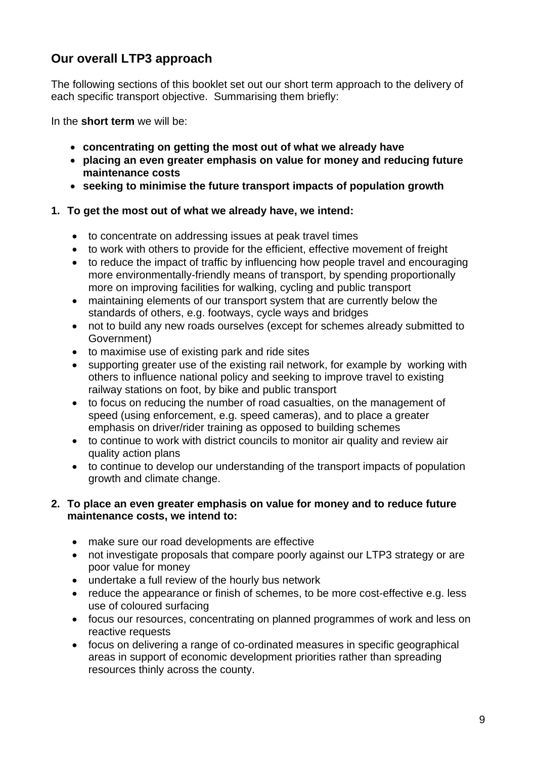## Our overall LTP3 approach

The following sections of this booklet set out our short term approach to the delivery of each specific transport objective. Summarising them briefly:

In the **short term** we will be:

- **concentrating on getting the most out of what we already have**
- **placing an even greater emphasis on value for money and reducing future maintenance costs**
- **seeking to minimise the future transport impacts of population growth**

**1. To get the most out of what we already have, we intend:**

- to concentrate on addressing issues at peak travel times
- to work with others to provide for the efficient, effective movement of freight
- to reduce the impact of traffic by influencing how people travel and encouraging more environmentally-friendly means of transport, by spending proportionally more on improving facilities for walking, cycling and public transport
- maintaining elements of our transport system that are currently below the standards of others, e.g. footways, cycle ways and bridges
- not to build any new roads ourselves (except for schemes already submitted to Government)
- to maximise use of existing park and ride sites
- supporting greater use of the existing rail network, for example by working with others to influence national policy and seeking to improve travel to existing railway stations on foot, by bike and public transport
- to focus on reducing the number of road casualties, on the management of speed (using enforcement, e.g. speed cameras), and to place a greater emphasis on driver/rider training as opposed to building schemes
- to continue to work with district councils to monitor air quality and review air quality action plans
- to continue to develop our understanding of the transport impacts of population growth and climate change.

**2. To place an even greater emphasis on value for money and to reduce future maintenance costs, we intend to:**

- make sure our road developments are effective
- not investigate proposals that compare poorly against our LTP3 strategy or are poor value for money
- undertake a full review of the hourly bus network
- reduce the appearance or finish of schemes, to be more cost-effective e.g. less use of coloured surfacing
- focus our resources, concentrating on planned programmes of work and less on reactive requests
- focus on delivering a range of co-ordinated measures in specific geographical areas in support of economic development priorities rather than spreading resources thinly across the county.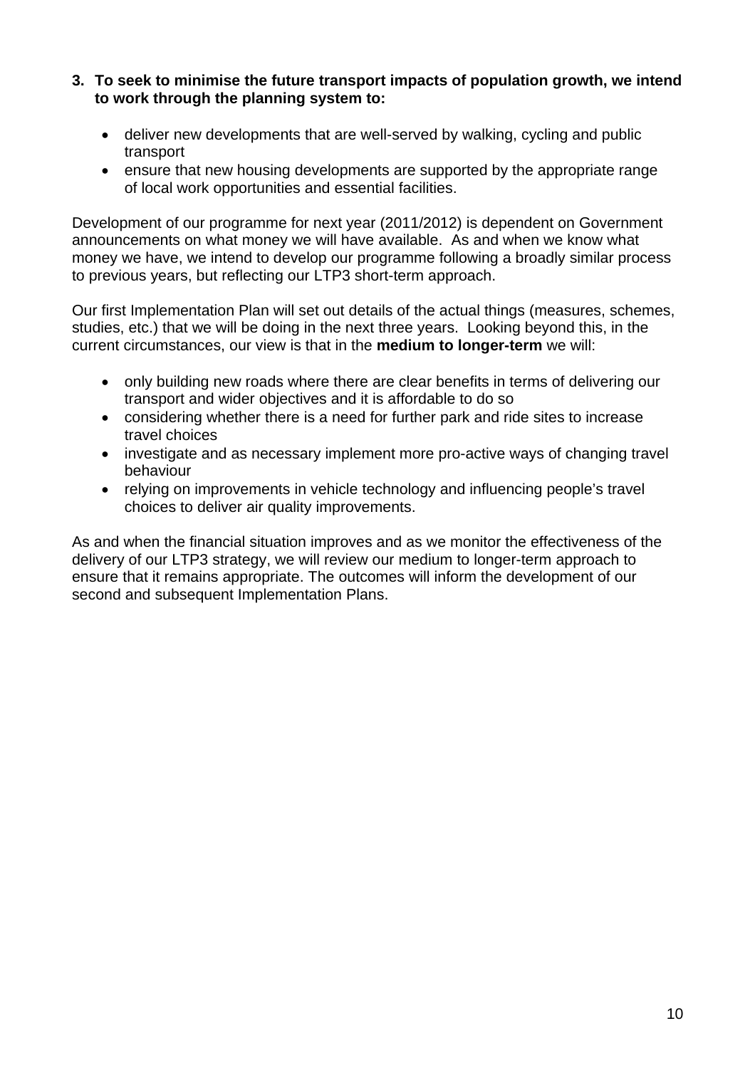3. **To seek to minimise the future transport impacts of population growth, we intend to work through the planning system to:**

    - deliver new developments that are well-served by walking, cycling and public transport
    - ensure that new housing developments are supported by the appropriate range of local work opportunities and essential facilities.

Development of our programme for next year (2011/2012) is dependent on Government announcements on what money we will have available. As and when we know what money we have, we intend to develop our programme following a broadly similar process to previous years, but reflecting our LTP3 short-term approach.

Our first Implementation Plan will set out details of the actual things (measures, schemes, studies, etc.) that we will be doing in the next three years. Looking beyond this, in the current circumstances, our view is that in the **medium to longer-term** we will:

- only building new roads where there are clear benefits in terms of delivering our transport and wider objectives and it is affordable to do so
- considering whether there is a need for further park and ride sites to increase travel choices
- investigate and as necessary implement more pro-active ways of changing travel behaviour
- relying on improvements in vehicle technology and influencing people's travel choices to deliver air quality improvements.

As and when the financial situation improves and as we monitor the effectiveness of the delivery of our LTP3 strategy, we will review our medium to longer-term approach to ensure that it remains appropriate. The outcomes will inform the development of our second and subsequent Implementation Plans.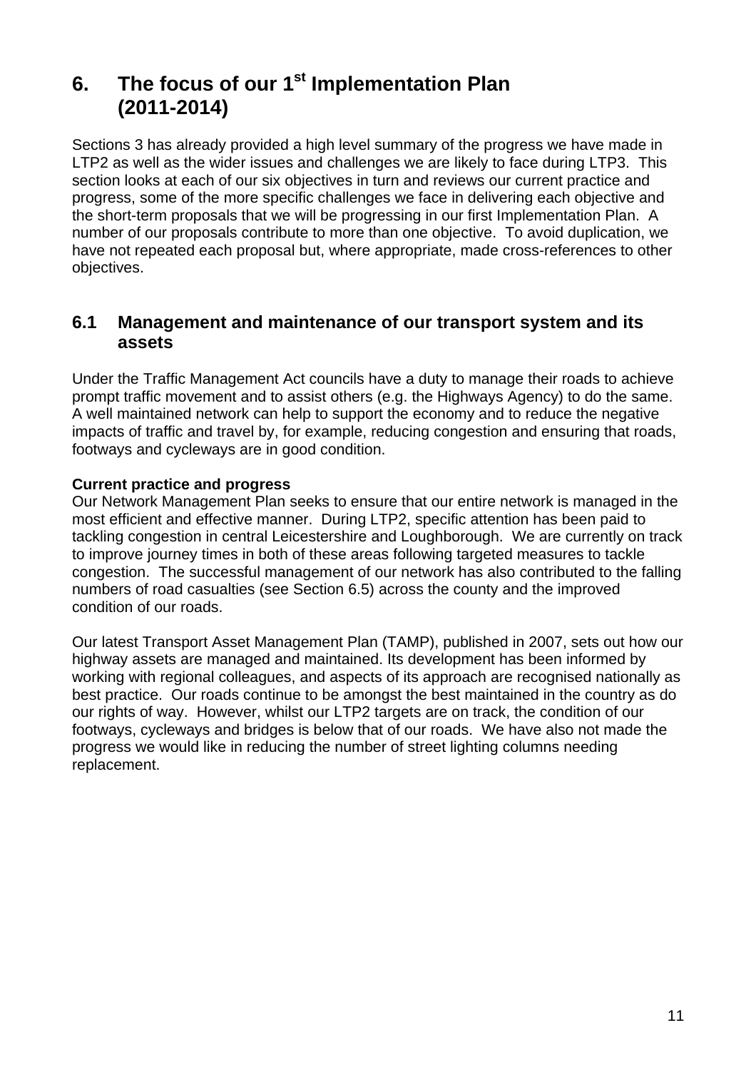# 6. The focus of our 1st Implementation Plan (2011-2014)

Sections 3 has already provided a high level summary of the progress we have made in LTP2 as well as the wider issues and challenges we are likely to face during LTP3. This section looks at each of our six objectives in turn and reviews our current practice and progress, some of the more specific challenges we face in delivering each objective and the short-term proposals that we will be progressing in our first Implementation Plan. A number of our proposals contribute to more than one objective. To avoid duplication, we have not repeated each proposal but, where appropriate, made cross-references to other objectives.

## 6.1 Management and maintenance of our transport system and its assets

Under the Traffic Management Act councils have a duty to manage their roads to achieve prompt traffic movement and to assist others (e.g. the Highways Agency) to do the same. A well maintained network can help to support the economy and to reduce the negative impacts of traffic and travel by, for example, reducing congestion and ensuring that roads, footways and cycleways are in good condition.

**Current practice and progress**

Our Network Management Plan seeks to ensure that our entire network is managed in the most efficient and effective manner. During LTP2, specific attention has been paid to tackling congestion in central Leicestershire and Loughborough. We are currently on track to improve journey times in both of these areas following targeted measures to tackle congestion. The successful management of our network has also contributed to the falling numbers of road casualties (see Section 6.5) across the county and the improved condition of our roads.

Our latest Transport Asset Management Plan (TAMP), published in 2007, sets out how our highway assets are managed and maintained. Its development has been informed by working with regional colleagues, and aspects of its approach are recognised nationally as best practice. Our roads continue to be amongst the best maintained in the country as do our rights of way. However, whilst our LTP2 targets are on track, the condition of our footways, cycleways and bridges is below that of our roads. We have also not made the progress we would like in reducing the number of street lighting columns needing replacement.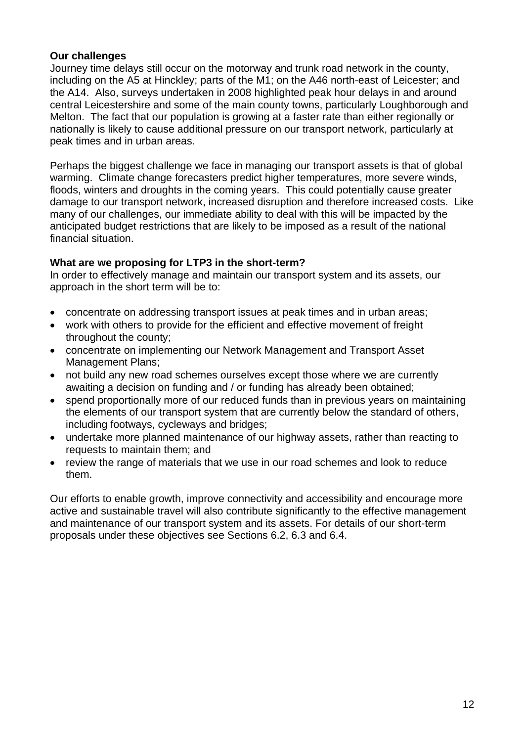**Our challenges**

Journey time delays still occur on the motorway and trunk road network in the county, including on the A5 at Hinckley; parts of the M1; on the A46 north-east of Leicester; and the A14. Also, surveys undertaken in 2008 highlighted peak hour delays in and around central Leicestershire and some of the main county towns, particularly Loughborough and Melton. The fact that our population is growing at a faster rate than either regionally or nationally is likely to cause additional pressure on our transport network, particularly at peak times and in urban areas.

Perhaps the biggest challenge we face in managing our transport assets is that of global warming. Climate change forecasters predict higher temperatures, more severe winds, floods, winters and droughts in the coming years. This could potentially cause greater damage to our transport network, increased disruption and therefore increased costs. Like many of our challenges, our immediate ability to deal with this will be impacted by the anticipated budget restrictions that are likely to be imposed as a result of the national financial situation.

**What are we proposing for LTP3 in the short-term?**

In order to effectively manage and maintain our transport system and its assets, our approach in the short term will be to:

- concentrate on addressing transport issues at peak times and in urban areas;
- work with others to provide for the efficient and effective movement of freight throughout the county;
- concentrate on implementing our Network Management and Transport Asset Management Plans;
- not build any new road schemes ourselves except those where we are currently awaiting a decision on funding and / or funding has already been obtained;
- spend proportionally more of our reduced funds than in previous years on maintaining the elements of our transport system that are currently below the standard of others, including footways, cycleways and bridges;
- undertake more planned maintenance of our highway assets, rather than reacting to requests to maintain them; and
- review the range of materials that we use in our road schemes and look to reduce them.

Our efforts to enable growth, improve connectivity and accessibility and encourage more active and sustainable travel will also contribute significantly to the effective management and maintenance of our transport system and its assets. For details of our short-term proposals under these objectives see Sections 6.2, 6.3 and 6.4.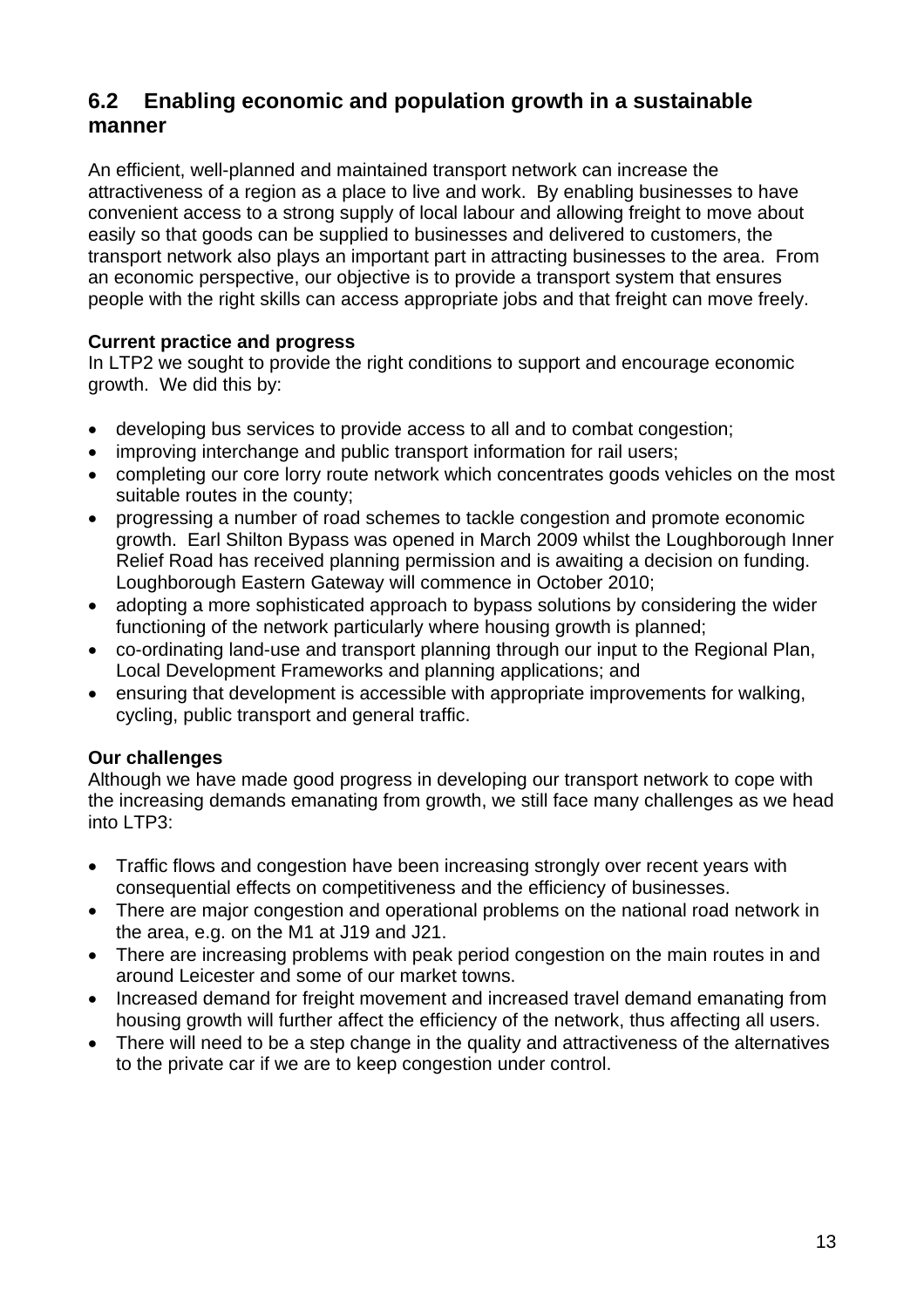## 6.2 Enabling economic and population growth in a sustainable manner

An efficient, well-planned and maintained transport network can increase the attractiveness of a region as a place to live and work. By enabling businesses to have convenient access to a strong supply of local labour and allowing freight to move about easily so that goods can be supplied to businesses and delivered to customers, the transport network also plays an important part in attracting businesses to the area. From an economic perspective, our objective is to provide a transport system that ensures people with the right skills can access appropriate jobs and that freight can move freely.

**Current practice and progress**

In LTP2 we sought to provide the right conditions to support and encourage economic growth. We did this by:

- developing bus services to provide access to all and to combat congestion;
- improving interchange and public transport information for rail users;
- completing our core lorry route network which concentrates goods vehicles on the most suitable routes in the county;
- progressing a number of road schemes to tackle congestion and promote economic growth. Earl Shilton Bypass was opened in March 2009 whilst the Loughborough Inner Relief Road has received planning permission and is awaiting a decision on funding. Loughborough Eastern Gateway will commence in October 2010;
- adopting a more sophisticated approach to bypass solutions by considering the wider functioning of the network particularly where housing growth is planned;
- co-ordinating land-use and transport planning through our input to the Regional Plan, Local Development Frameworks and planning applications; and
- ensuring that development is accessible with appropriate improvements for walking, cycling, public transport and general traffic.

**Our challenges**

Although we have made good progress in developing our transport network to cope with the increasing demands emanating from growth, we still face many challenges as we head into LTP3:

- Traffic flows and congestion have been increasing strongly over recent years with consequential effects on competitiveness and the efficiency of businesses.
- There are major congestion and operational problems on the national road network in the area, e.g. on the M1 at J19 and J21.
- There are increasing problems with peak period congestion on the main routes in and around Leicester and some of our market towns.
- Increased demand for freight movement and increased travel demand emanating from housing growth will further affect the efficiency of the network, thus affecting all users.
- There will need to be a step change in the quality and attractiveness of the alternatives to the private car if we are to keep congestion under control.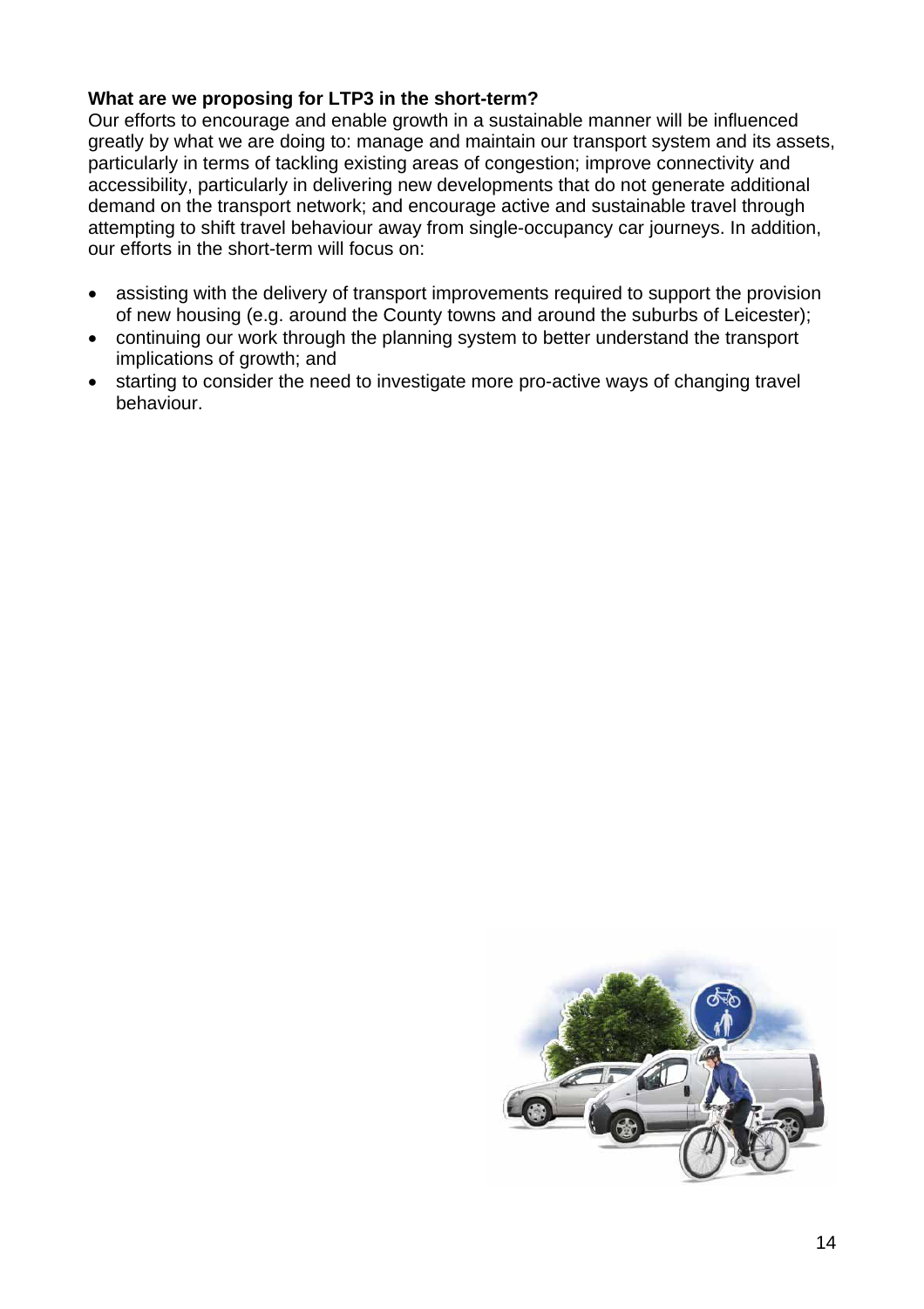**What are we proposing for LTP3 in the short-term?**
Our efforts to encourage and enable growth in a sustainable manner will be influenced greatly by what we are doing to: manage and maintain our transport system and its assets, particularly in terms of tackling existing areas of congestion; improve connectivity and accessibility, particularly in delivering new developments that do not generate additional demand on the transport network; and encourage active and sustainable travel through attempting to shift travel behaviour away from single-occupancy car journeys. In addition, our efforts in the short-term will focus on:

- assisting with the delivery of transport improvements required to support the provision of new housing (e.g. around the County towns and around the suburbs of Leicester);
- continuing our work through the planning system to better understand the transport implications of growth; and
- starting to consider the need to investigate more pro-active ways of changing travel behaviour.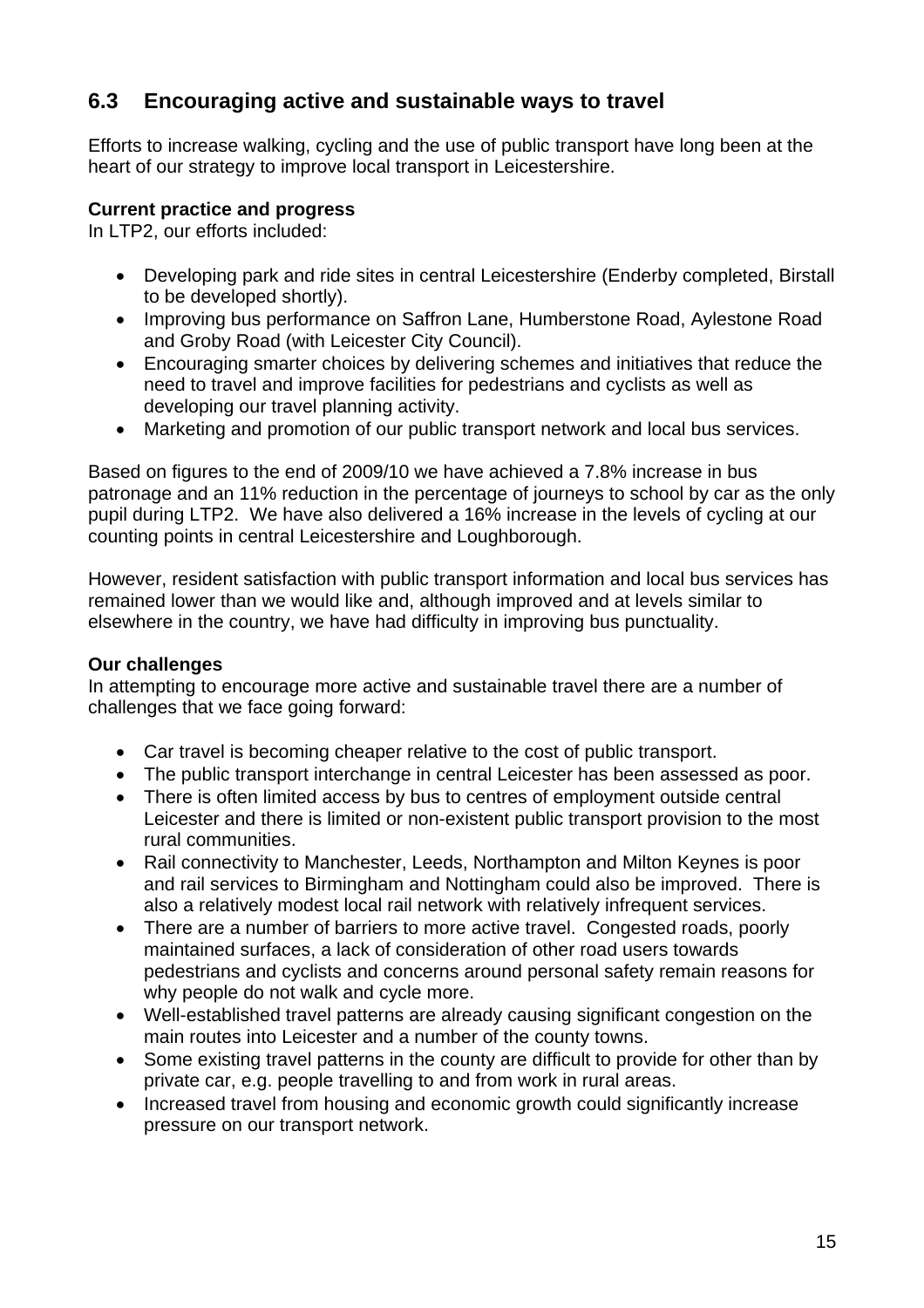## 6.3 Encouraging active and sustainable ways to travel

Efforts to increase walking, cycling and the use of public transport have long been at the heart of our strategy to improve local transport in Leicestershire.

**Current practice and progress**
In LTP2, our efforts included:

- Developing park and ride sites in central Leicestershire (Enderby completed, Birstall to be developed shortly).
- Improving bus performance on Saffron Lane, Humberstone Road, Aylestone Road and Groby Road (with Leicester City Council).
- Encouraging smarter choices by delivering schemes and initiatives that reduce the need to travel and improve facilities for pedestrians and cyclists as well as developing our travel planning activity.
- Marketing and promotion of our public transport network and local bus services.

Based on figures to the end of 2009/10 we have achieved a 7.8% increase in bus patronage and an 11% reduction in the percentage of journeys to school by car as the only pupil during LTP2. We have also delivered a 16% increase in the levels of cycling at our counting points in central Leicestershire and Loughborough.

However, resident satisfaction with public transport information and local bus services has remained lower than we would like and, although improved and at levels similar to elsewhere in the country, we have had difficulty in improving bus punctuality.

**Our challenges**
In attempting to encourage more active and sustainable travel there are a number of challenges that we face going forward:

- Car travel is becoming cheaper relative to the cost of public transport.
- The public transport interchange in central Leicester has been assessed as poor.
- There is often limited access by bus to centres of employment outside central Leicester and there is limited or non-existent public transport provision to the most rural communities.
- Rail connectivity to Manchester, Leeds, Northampton and Milton Keynes is poor and rail services to Birmingham and Nottingham could also be improved. There is also a relatively modest local rail network with relatively infrequent services.
- There are a number of barriers to more active travel. Congested roads, poorly maintained surfaces, a lack of consideration of other road users towards pedestrians and cyclists and concerns around personal safety remain reasons for why people do not walk and cycle more.
- Well-established travel patterns are already causing significant congestion on the main routes into Leicester and a number of the county towns.
- Some existing travel patterns in the county are difficult to provide for other than by private car, e.g. people travelling to and from work in rural areas.
- Increased travel from housing and economic growth could significantly increase pressure on our transport network.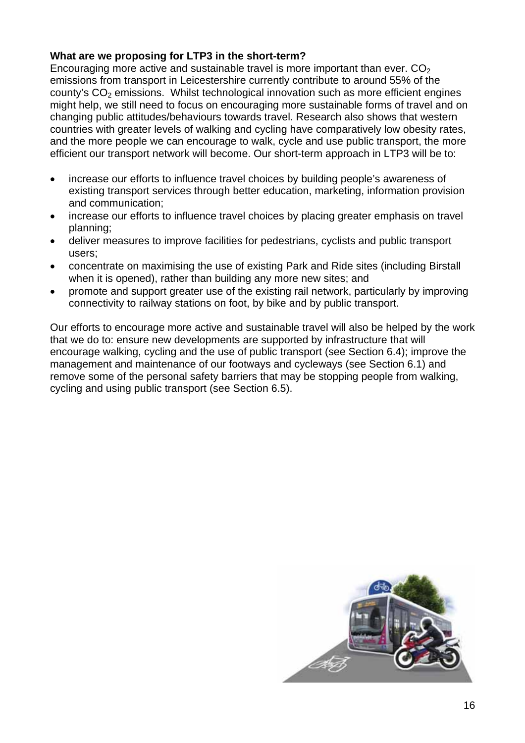**What are we proposing for LTP3 in the short-term?**

Encouraging more active and sustainable travel is more important than ever. $CO_2$ emissions from transport in Leicestershire currently contribute to around 55% of the county's $CO_2$ emissions. Whilst technological innovation such as more efficient engines might help, we still need to focus on encouraging more sustainable forms of travel and on changing public attitudes/behaviours towards travel. Research also shows that western countries with greater levels of walking and cycling have comparatively low obesity rates, and the more people we can encourage to walk, cycle and use public transport, the more efficient our transport network will become. Our short-term approach in LTP3 will be to:

- increase our efforts to influence travel choices by building people's awareness of existing transport services through better education, marketing, information provision and communication;
- increase our efforts to influence travel choices by placing greater emphasis on travel planning;
- deliver measures to improve facilities for pedestrians, cyclists and public transport users;
- concentrate on maximising the use of existing Park and Ride sites (including Birstall when it is opened), rather than building any more new sites; and
- promote and support greater use of the existing rail network, particularly by improving connectivity to railway stations on foot, by bike and by public transport.

Our efforts to encourage more active and sustainable travel will also be helped by the work that we do to: ensure new developments are supported by infrastructure that will encourage walking, cycling and the use of public transport (see Section 6.4); improve the management and maintenance of our footways and cycleways (see Section 6.1) and remove some of the personal safety barriers that may be stopping people from walking, cycling and using public transport (see Section 6.5).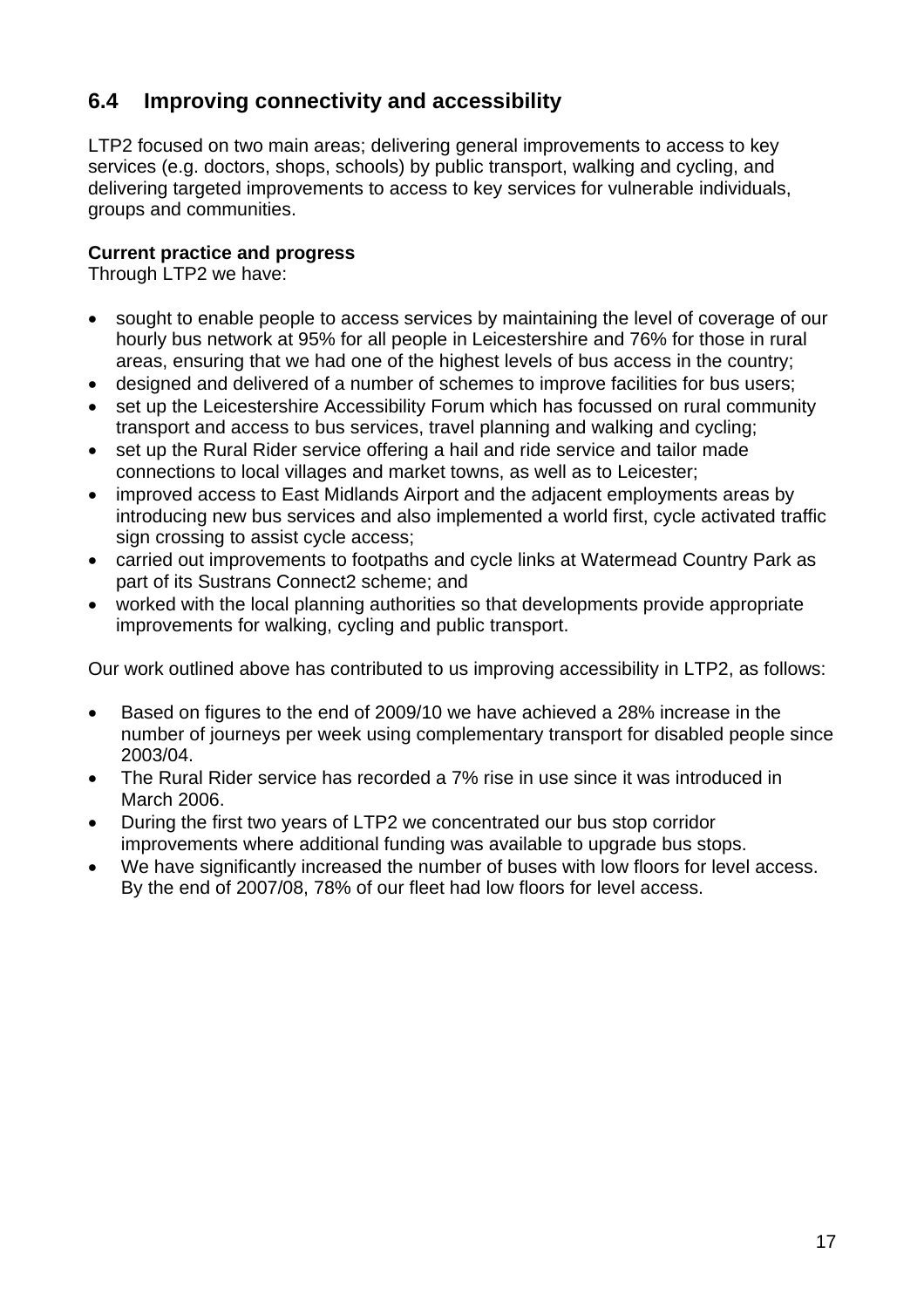## 6.4 Improving connectivity and accessibility

LTP2 focused on two main areas; delivering general improvements to access to key services (e.g. doctors, shops, schools) by public transport, walking and cycling, and delivering targeted improvements to access to key services for vulnerable individuals, groups and communities.

**Current practice and progress**
Through LTP2 we have:

- sought to enable people to access services by maintaining the level of coverage of our hourly bus network at 95% for all people in Leicestershire and 76% for those in rural areas, ensuring that we had one of the highest levels of bus access in the country;
- designed and delivered of a number of schemes to improve facilities for bus users;
- set up the Leicestershire Accessibility Forum which has focussed on rural community transport and access to bus services, travel planning and walking and cycling;
- set up the Rural Rider service offering a hail and ride service and tailor made connections to local villages and market towns, as well as to Leicester;
- improved access to East Midlands Airport and the adjacent employments areas by introducing new bus services and also implemented a world first, cycle activated traffic sign crossing to assist cycle access;
- carried out improvements to footpaths and cycle links at Watermead Country Park as part of its Sustrans Connect2 scheme; and
- worked with the local planning authorities so that developments provide appropriate improvements for walking, cycling and public transport.

Our work outlined above has contributed to us improving accessibility in LTP2, as follows:

- Based on figures to the end of 2009/10 we have achieved a 28% increase in the number of journeys per week using complementary transport for disabled people since 2003/04.
- The Rural Rider service has recorded a 7% rise in use since it was introduced in March 2006.
- During the first two years of LTP2 we concentrated our bus stop corridor improvements where additional funding was available to upgrade bus stops.
- We have significantly increased the number of buses with low floors for level access. By the end of 2007/08, 78% of our fleet had low floors for level access.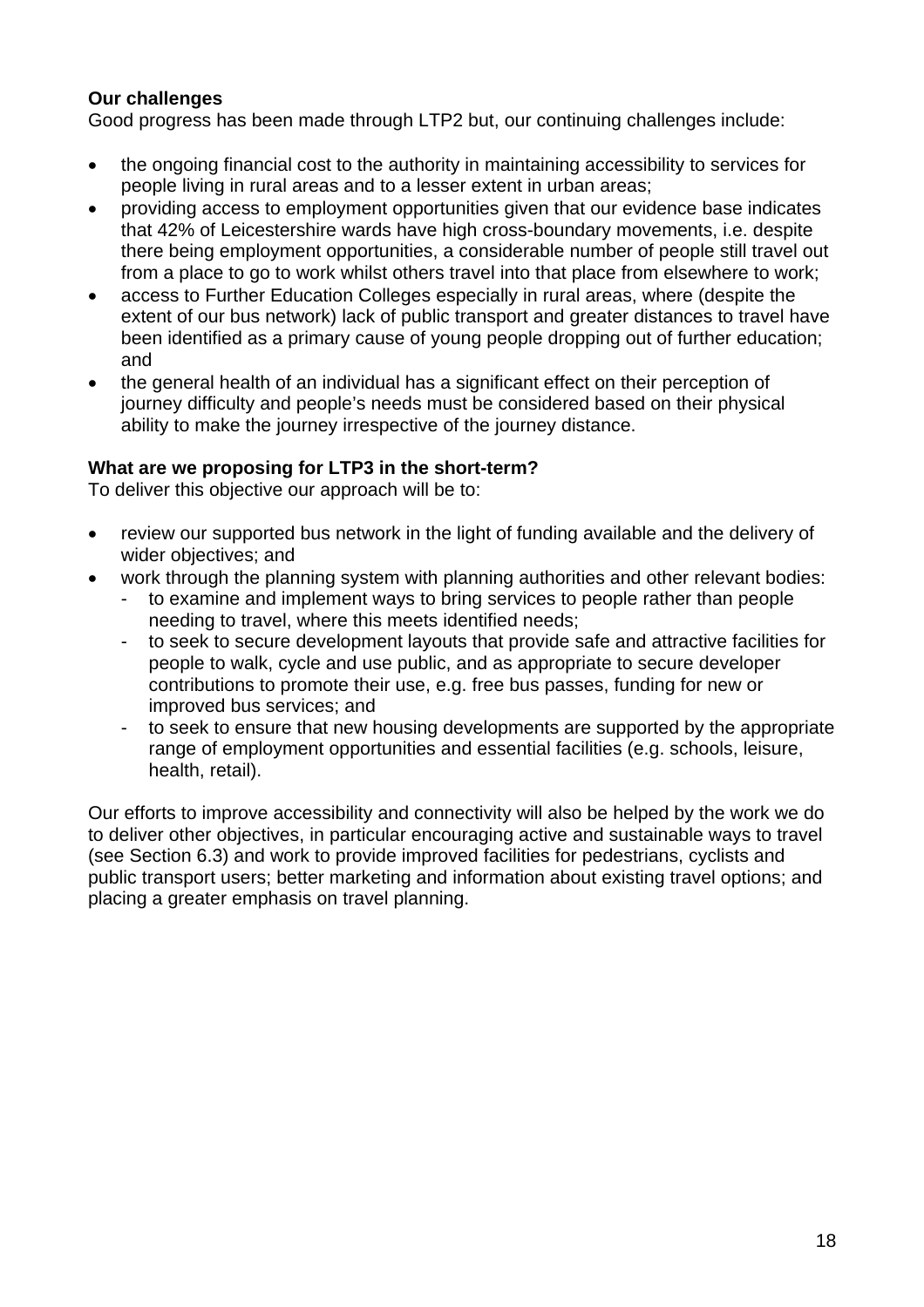**Our challenges**

Good progress has been made through LTP2 but, our continuing challenges include:

- the ongoing financial cost to the authority in maintaining accessibility to services for people living in rural areas and to a lesser extent in urban areas;
- providing access to employment opportunities given that our evidence base indicates that 42% of Leicestershire wards have high cross-boundary movements, i.e. despite there being employment opportunities, a considerable number of people still travel out from a place to go to work whilst others travel into that place from elsewhere to work;
- access to Further Education Colleges especially in rural areas, where (despite the extent of our bus network) lack of public transport and greater distances to travel have been identified as a primary cause of young people dropping out of further education; and
- the general health of an individual has a significant effect on their perception of journey difficulty and people's needs must be considered based on their physical ability to make the journey irrespective of the journey distance.

**What are we proposing for LTP3 in the short-term?**

To deliver this objective our approach will be to:

- review our supported bus network in the light of funding available and the delivery of wider objectives; and
- work through the planning system with planning authorities and other relevant bodies:
  - to examine and implement ways to bring services to people rather than people needing to travel, where this meets identified needs;
  - to seek to secure development layouts that provide safe and attractive facilities for people to walk, cycle and use public, and as appropriate to secure developer contributions to promote their use, e.g. free bus passes, funding for new or improved bus services; and
  - to seek to ensure that new housing developments are supported by the appropriate range of employment opportunities and essential facilities (e.g. schools, leisure, health, retail).

Our efforts to improve accessibility and connectivity will also be helped by the work we do to deliver other objectives, in particular encouraging active and sustainable ways to travel (see Section 6.3) and work to provide improved facilities for pedestrians, cyclists and public transport users; better marketing and information about existing travel options; and placing a greater emphasis on travel planning.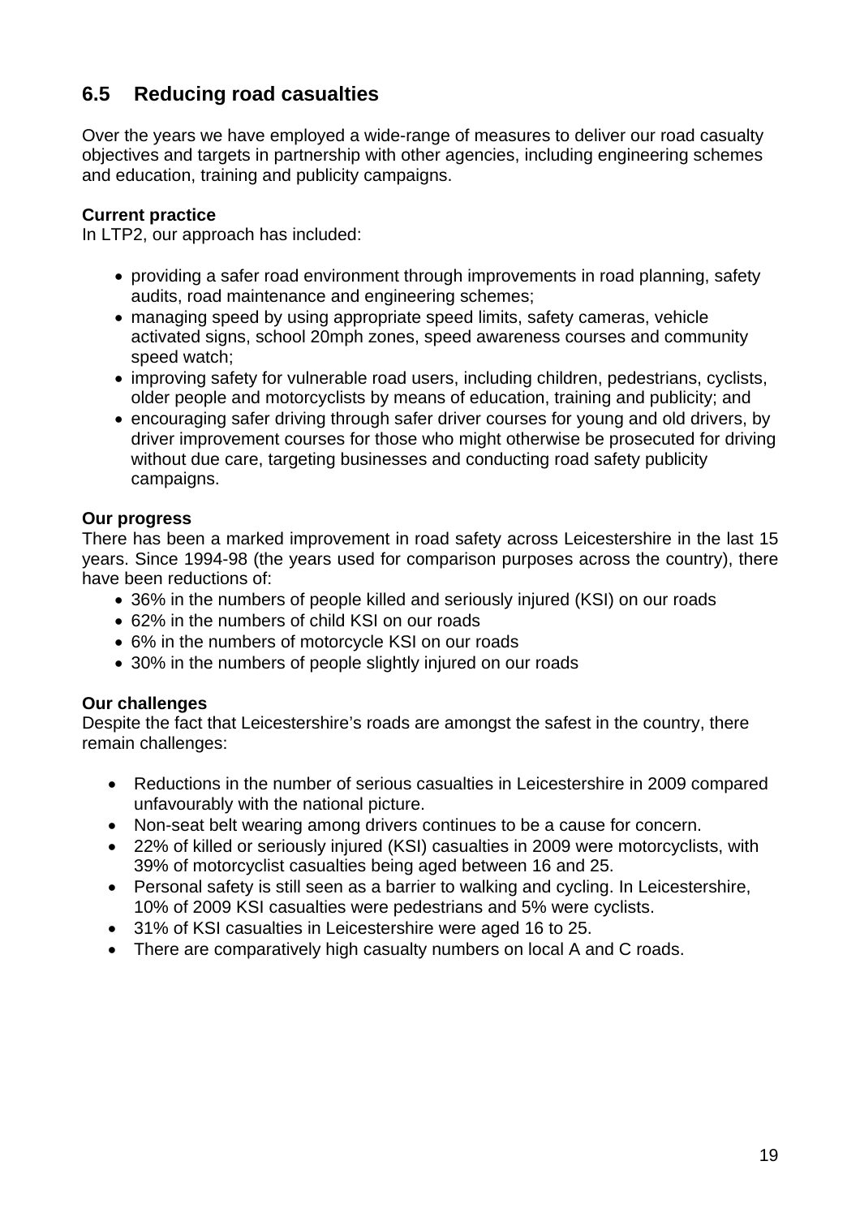## 6.5 Reducing road casualties

Over the years we have employed a wide-range of measures to deliver our road casualty objectives and targets in partnership with other agencies, including engineering schemes and education, training and publicity campaigns.

**Current practice**

In LTP2, our approach has included:

- providing a safer road environment through improvements in road planning, safety audits, road maintenance and engineering schemes;
- managing speed by using appropriate speed limits, safety cameras, vehicle activated signs, school 20mph zones, speed awareness courses and community speed watch;
- improving safety for vulnerable road users, including children, pedestrians, cyclists, older people and motorcyclists by means of education, training and publicity; and
- encouraging safer driving through safer driver courses for young and old drivers, by driver improvement courses for those who might otherwise be prosecuted for driving without due care, targeting businesses and conducting road safety publicity campaigns.

**Our progress**

There has been a marked improvement in road safety across Leicestershire in the last 15 years. Since 1994-98 (the years used for comparison purposes across the country), there have been reductions of:

- 36% in the numbers of people killed and seriously injured (KSI) on our roads
- 62% in the numbers of child KSI on our roads
- 6% in the numbers of motorcycle KSI on our roads
- 30% in the numbers of people slightly injured on our roads

**Our challenges**

Despite the fact that Leicestershire's roads are amongst the safest in the country, there remain challenges:

- Reductions in the number of serious casualties in Leicestershire in 2009 compared unfavourably with the national picture.
- Non-seat belt wearing among drivers continues to be a cause for concern.
- 22% of killed or seriously injured (KSI) casualties in 2009 were motorcyclists, with 39% of motorcyclist casualties being aged between 16 and 25.
- Personal safety is still seen as a barrier to walking and cycling. In Leicestershire, 10% of 2009 KSI casualties were pedestrians and 5% were cyclists.
- 31% of KSI casualties in Leicestershire were aged 16 to 25.
- There are comparatively high casualty numbers on local A and C roads.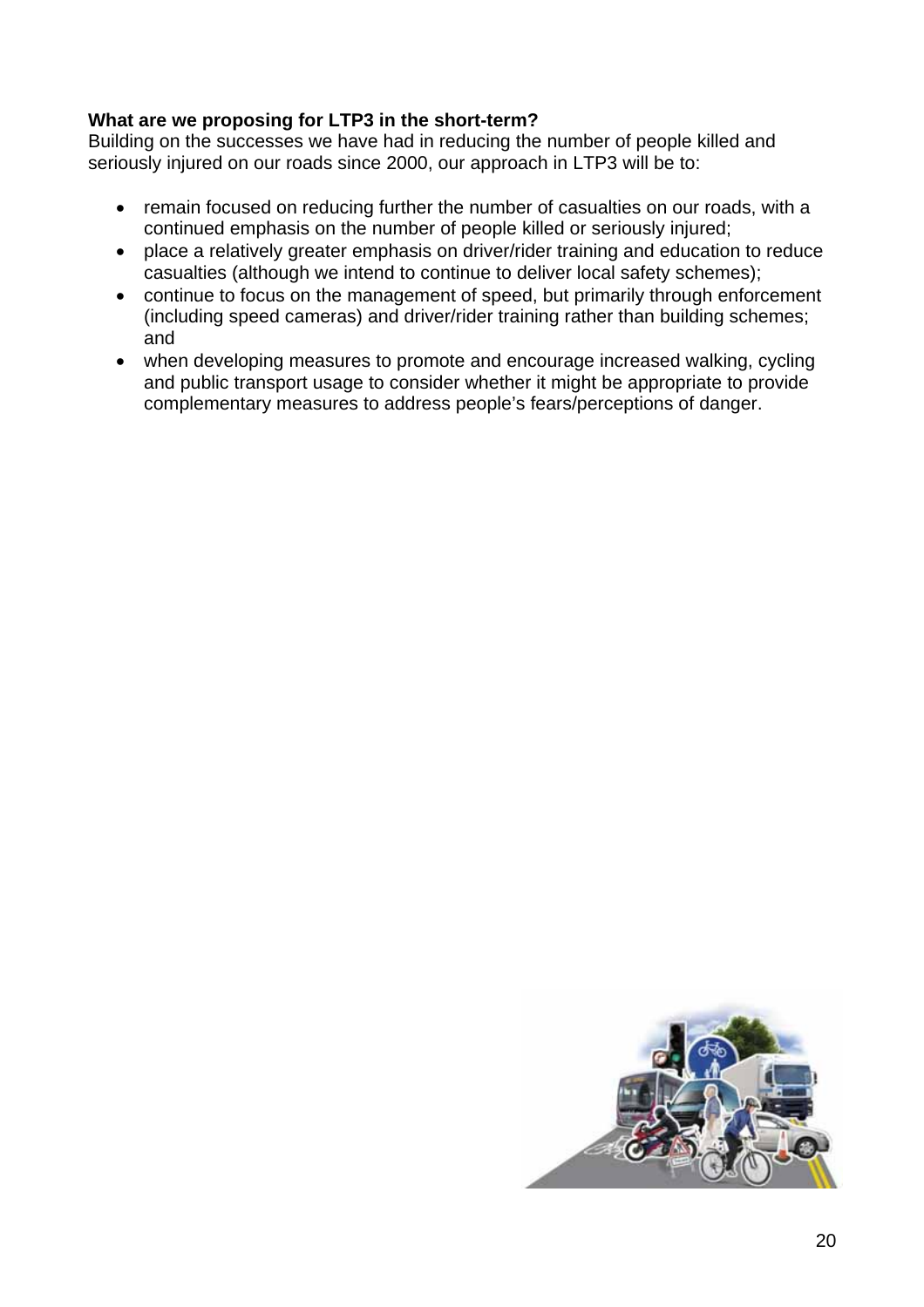**What are we proposing for LTP3 in the short-term?**

Building on the successes we have had in reducing the number of people killed and seriously injured on our roads since 2000, our approach in LTP3 will be to:

- remain focused on reducing further the number of casualties on our roads, with a continued emphasis on the number of people killed or seriously injured;
- place a relatively greater emphasis on driver/rider training and education to reduce casualties (although we intend to continue to deliver local safety schemes);
- continue to focus on the management of speed, but primarily through enforcement (including speed cameras) and driver/rider training rather than building schemes; and
- when developing measures to promote and encourage increased walking, cycling and public transport usage to consider whether it might be appropriate to provide complementary measures to address people's fears/perceptions of danger.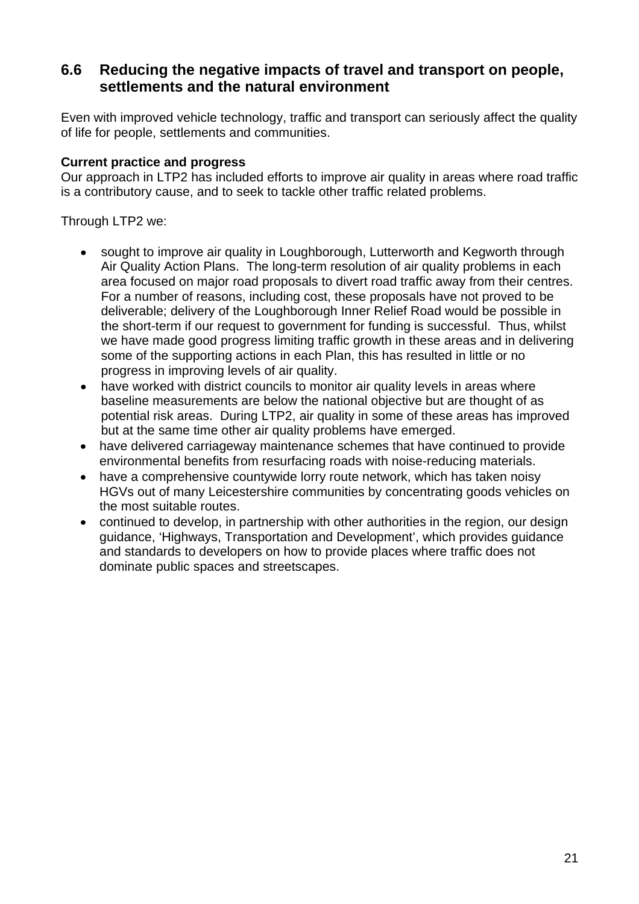## 6.6 Reducing the negative impacts of travel and transport on people, settlements and the natural environment

Even with improved vehicle technology, traffic and transport can seriously affect the quality of life for people, settlements and communities.

**Current practice and progress**
Our approach in LTP2 has included efforts to improve air quality in areas where road traffic is a contributory cause, and to seek to tackle other traffic related problems.

Through LTP2 we:

- sought to improve air quality in Loughborough, Lutterworth and Kegworth through Air Quality Action Plans. The long-term resolution of air quality problems in each area focused on major road proposals to divert road traffic away from their centres. For a number of reasons, including cost, these proposals have not proved to be deliverable; delivery of the Loughborough Inner Relief Road would be possible in the short-term if our request to government for funding is successful. Thus, whilst we have made good progress limiting traffic growth in these areas and in delivering some of the supporting actions in each Plan, this has resulted in little or no progress in improving levels of air quality.
- have worked with district councils to monitor air quality levels in areas where baseline measurements are below the national objective but are thought of as potential risk areas. During LTP2, air quality in some of these areas has improved but at the same time other air quality problems have emerged.
- have delivered carriageway maintenance schemes that have continued to provide environmental benefits from resurfacing roads with noise-reducing materials.
- have a comprehensive countywide lorry route network, which has taken noisy HGVs out of many Leicestershire communities by concentrating goods vehicles on the most suitable routes.
- continued to develop, in partnership with other authorities in the region, our design guidance, 'Highways, Transportation and Development', which provides guidance and standards to developers on how to provide places where traffic does not dominate public spaces and streetscapes.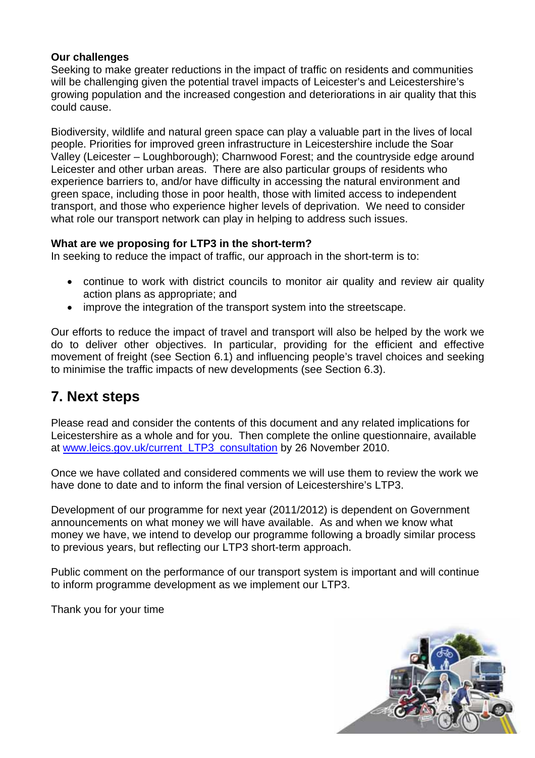**Our challenges**
Seeking to make greater reductions in the impact of traffic on residents and communities will be challenging given the potential travel impacts of Leicester's and Leicestershire's growing population and the increased congestion and deteriorations in air quality that this could cause.

Biodiversity, wildlife and natural green space can play a valuable part in the lives of local people. Priorities for improved green infrastructure in Leicestershire include the Soar Valley (Leicester – Loughborough); Charnwood Forest; and the countryside edge around Leicester and other urban areas. There are also particular groups of residents who experience barriers to, and/or have difficulty in accessing the natural environment and green space, including those in poor health, those with limited access to independent transport, and those who experience higher levels of deprivation. We need to consider what role our transport network can play in helping to address such issues.

**What are we proposing for LTP3 in the short-term?**
In seeking to reduce the impact of traffic, our approach in the short-term is to:

- continue to work with district councils to monitor air quality and review air quality action plans as appropriate; and
- improve the integration of the transport system into the streetscape.

Our efforts to reduce the impact of travel and transport will also be helped by the work we do to deliver other objectives. In particular, providing for the efficient and effective movement of freight (see Section 6.1) and influencing people's travel choices and seeking to minimise the traffic impacts of new developments (see Section 6.3).

## 7. Next steps

Please read and consider the contents of this document and any related implications for Leicestershire as a whole and for you. Then complete the online questionnaire, available at www.leics.gov.uk/current_LTP3_consultation by 26 November 2010.

Once we have collated and considered comments we will use them to review the work we have done to date and to inform the final version of Leicestershire's LTP3.

Development of our programme for next year (2011/2012) is dependent on Government announcements on what money we will have available. As and when we know what money we have, we intend to develop our programme following a broadly similar process to previous years, but reflecting our LTP3 short-term approach.

Public comment on the performance of our transport system is important and will continue to inform programme development as we implement our LTP3.

Thank you for your time